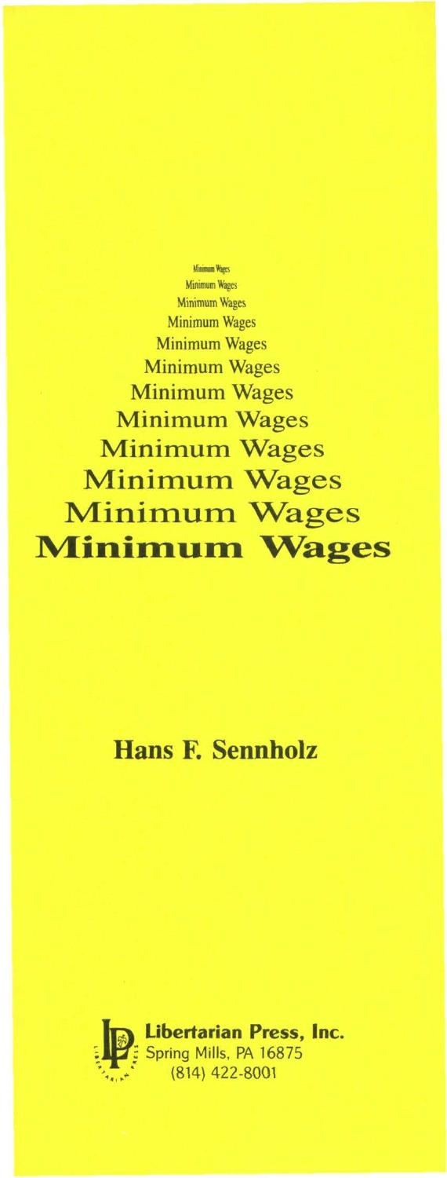Minimum Wages
Minimum Wages
Minimum Wages
Minimum Wages
Minimum Wages
Minimum Wages
Minimum Wages
Minimum Wages
Minimum Wages
Minimum Wages
Minimum Wages

# Minimum Wages

## Hans F. Sennholz

**Libertarian Press, Inc.**
Spring Mills, PA 16875
(814) 422-8001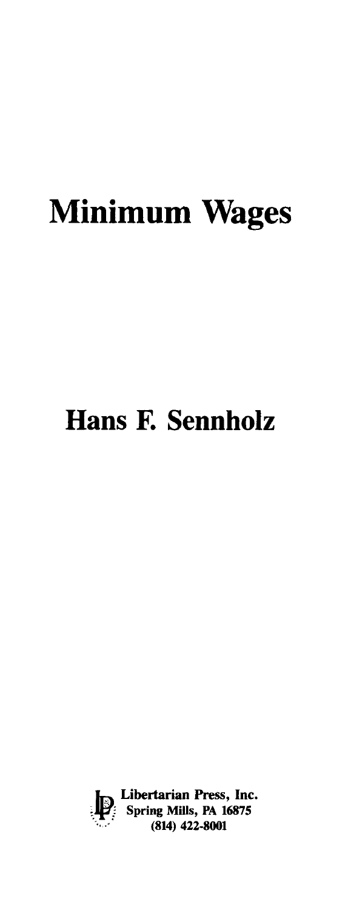# Minimum Wages

## Hans F. Sennholz

Libertarian Press, Inc.
Spring Mills, PA 16875
(814) 422-8001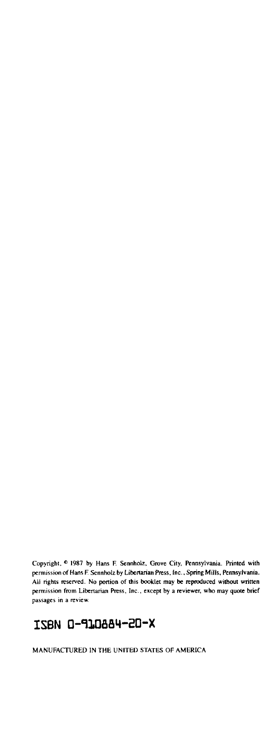Copyright, © 1987 by Hans F. Sennholz, Grove City, Pennsylvania. Printed with permission of Hans F. Sennholz by Libertarian Press, Inc., Spring Mills, Pennsylvania. All rights reserved. No portion of this booklet may be reproduced without written permission from Libertarian Press, Inc., except by a reviewer, who may quote brief passages in a review.

ISBN 0-910884-20-X

MANUFACTURED IN THE UNITED STATES OF AMERICA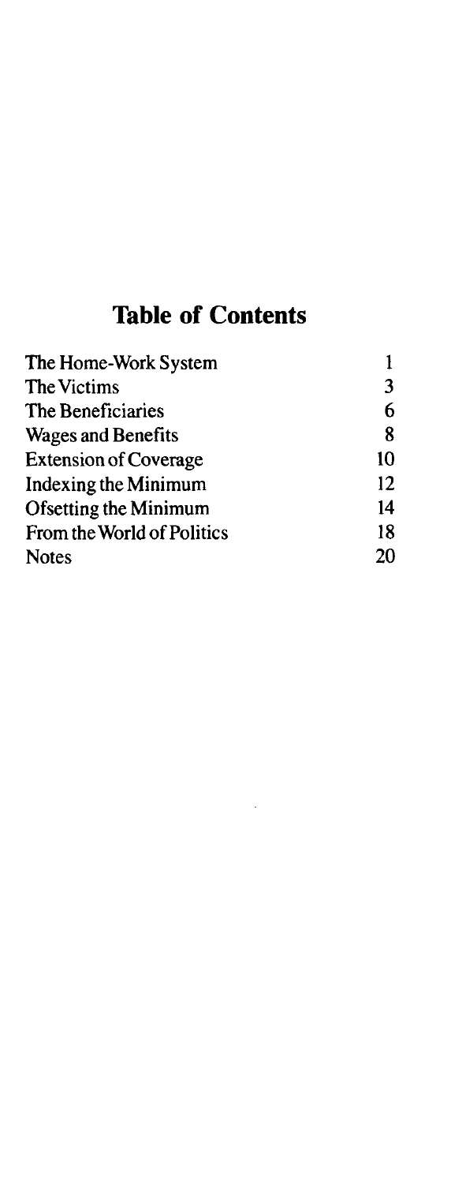# Table of Contents

| | |
|---|---|
| The Home-Work System | 1 |
| The Victims | 3 |
| The Beneficiaries | 6 |
| Wages and Benefits | 8 |
| Extension of Coverage | 10 |
| Indexing the Minimum | 12 |
| Ofsetting the Minimum | 14 |
| From the World of Politics | 18 |
| Notes | 20 |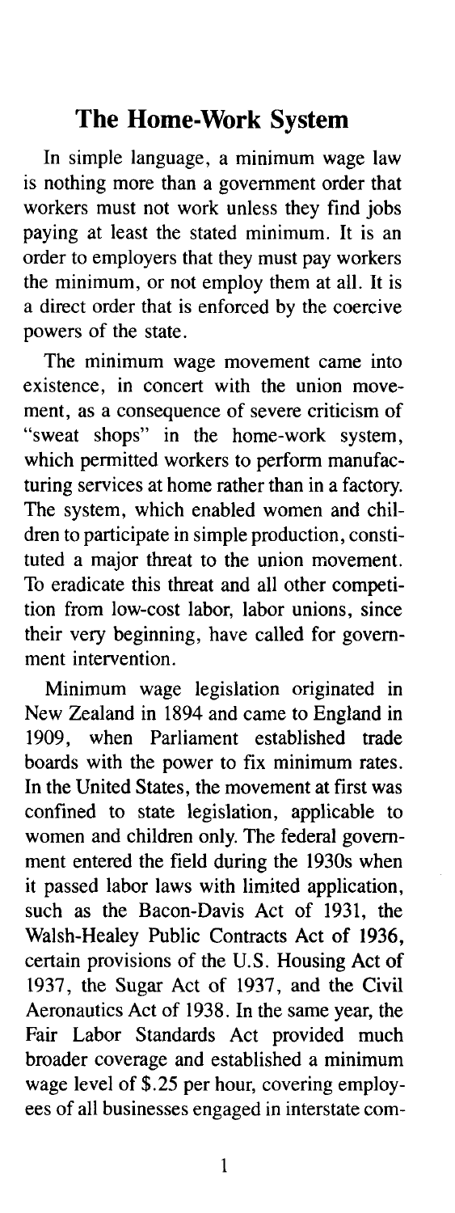## The Home-Work System

In simple language, a minimum wage law is nothing more than a government order that workers must not work unless they find jobs paying at least the stated minimum. It is an order to employers that they must pay workers the minimum, or not employ them at all. It is a direct order that is enforced by the coercive powers of the state.

The minimum wage movement came into existence, in concert with the union movement, as a consequence of severe criticism of "sweat shops" in the home-work system, which permitted workers to perform manufacturing services at home rather than in a factory. The system, which enabled women and children to participate in simple production, constituted a major threat to the union movement. To eradicate this threat and all other competition from low-cost labor, labor unions, since their very beginning, have called for government intervention.

Minimum wage legislation originated in New Zealand in 1894 and came to England in 1909, when Parliament established trade boards with the power to fix minimum rates. In the United States, the movement at first was confined to state legislation, applicable to women and children only. The federal government entered the field during the 1930s when it passed labor laws with limited application, such as the Bacon-Davis Act of 1931, the Walsh-Healey Public Contracts Act of 1936, certain provisions of the U.S. Housing Act of 1937, the Sugar Act of 1937, and the Civil Aeronautics Act of 1938. In the same year, the Fair Labor Standards Act provided much broader coverage and established a minimum wage level of $.25 per hour, covering employees of all businesses engaged in interstate com-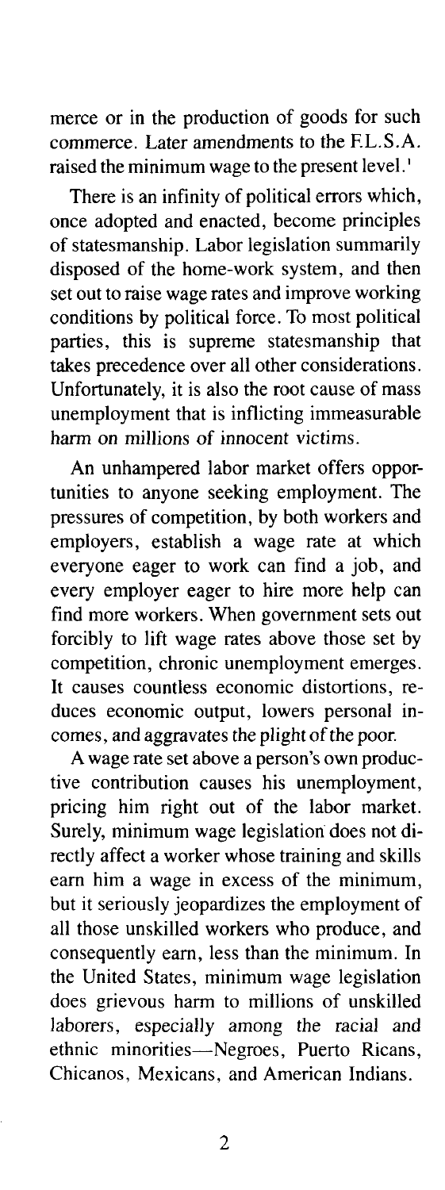merce or in the production of goods for such commerce. Later amendments to the F.L.S.A. raised the minimum wage to the present level.[1]

There is an infinity of political errors which, once adopted and enacted, become principles of statesmanship. Labor legislation summarily disposed of the home-work system, and then set out to raise wage rates and improve working conditions by political force. To most political parties, this is supreme statesmanship that takes precedence over all other considerations. Unfortunately, it is also the root cause of mass unemployment that is inflicting immeasurable harm on millions of innocent victims.

An unhampered labor market offers opportunities to anyone seeking employment. The pressures of competition, by both workers and employers, establish a wage rate at which everyone eager to work can find a job, and every employer eager to hire more help can find more workers. When government sets out forcibly to lift wage rates above those set by competition, chronic unemployment emerges. It causes countless economic distortions, reduces economic output, lowers personal incomes, and aggravates the plight of the poor.

A wage rate set above a person's own productive contribution causes his unemployment, pricing him right out of the labor market. Surely, minimum wage legislation does not directly affect a worker whose training and skills earn him a wage in excess of the minimum, but it seriously jeopardizes the employment of all those unskilled workers who produce, and consequently earn, less than the minimum. In the United States, minimum wage legislation does grievous harm to millions of unskilled laborers, especially among the racial and ethnic minorities—Negroes, Puerto Ricans, Chicanos, Mexicans, and American Indians.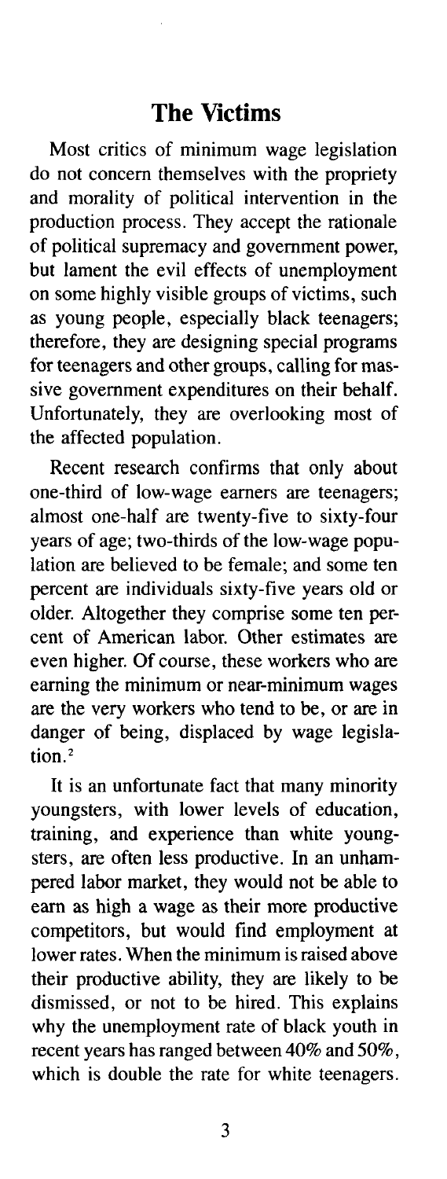## The Victims

Most critics of minimum wage legislation do not concern themselves with the propriety and morality of political intervention in the production process. They accept the rationale of political supremacy and government power, but lament the evil effects of unemployment on some highly visible groups of victims, such as young people, especially black teenagers; therefore, they are designing special programs for teenagers and other groups, calling for massive government expenditures on their behalf. Unfortunately, they are overlooking most of the affected population.

Recent research confirms that only about one-third of low-wage earners are teenagers; almost one-half are twenty-five to sixty-four years of age; two-thirds of the low-wage population are believed to be female; and some ten percent are individuals sixty-five years old or older. Altogether they comprise some ten percent of American labor. Other estimates are even higher. Of course, these workers who are earning the minimum or near-minimum wages are the very workers who tend to be, or are in danger of being, displaced by wage legislation.[2]

It is an unfortunate fact that many minority youngsters, with lower levels of education, training, and experience than white youngsters, are often less productive. In an unhampered labor market, they would not be able to earn as high a wage as their more productive competitors, but would find employment at lower rates. When the minimum is raised above their productive ability, they are likely to be dismissed, or not to be hired. This explains why the unemployment rate of black youth in recent years has ranged between 40% and 50%, which is double the rate for white teenagers.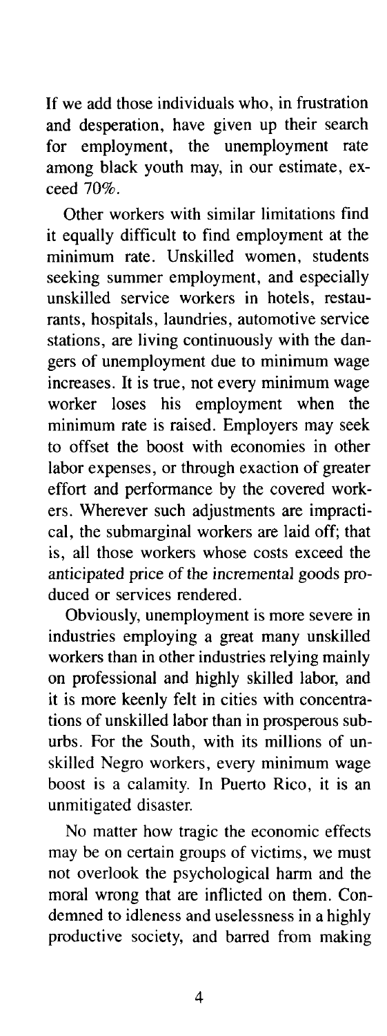If we add those individuals who, in frustration and desperation, have given up their search for employment, the unemployment rate among black youth may, in our estimate, exceed 70%.

Other workers with similar limitations find it equally difficult to find employment at the minimum rate. Unskilled women, students seeking summer employment, and especially unskilled service workers in hotels, restaurants, hospitals, laundries, automotive service stations, are living continuously with the dangers of unemployment due to minimum wage increases. It is true, not every minimum wage worker loses his employment when the minimum rate is raised. Employers may seek to offset the boost with economies in other labor expenses, or through exaction of greater effort and performance by the covered workers. Wherever such adjustments are impractical, the submarginal workers are laid off; that is, all those workers whose costs exceed the anticipated price of the incremental goods produced or services rendered.

Obviously, unemployment is more severe in industries employing a great many unskilled workers than in other industries relying mainly on professional and highly skilled labor, and it is more keenly felt in cities with concentrations of unskilled labor than in prosperous suburbs. For the South, with its millions of unskilled Negro workers, every minimum wage boost is a calamity. In Puerto Rico, it is an unmitigated disaster.

No matter how tragic the economic effects may be on certain groups of victims, we must not overlook the psychological harm and the moral wrong that are inflicted on them. Condemned to idleness and uselessness in a highly productive society, and barred from making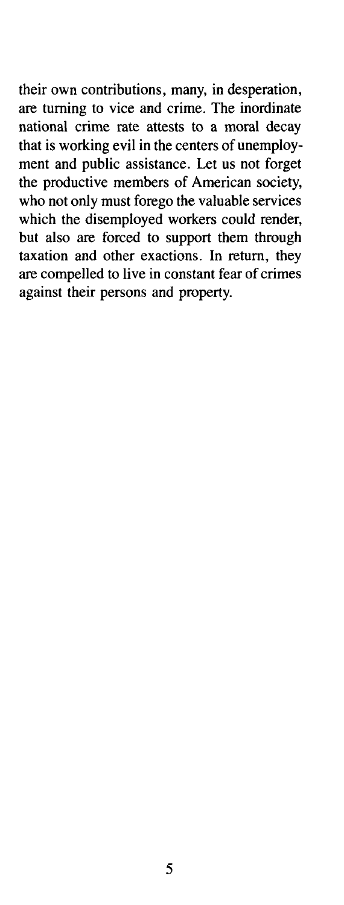their own contributions, many, in desperation, are turning to vice and crime. The inordinate national crime rate attests to a moral decay that is working evil in the centers of unemployment and public assistance. Let us not forget the productive members of American society, who not only must forego the valuable services which the disemployed workers could render, but also are forced to support them through taxation and other exactions. In return, they are compelled to live in constant fear of crimes against their persons and property.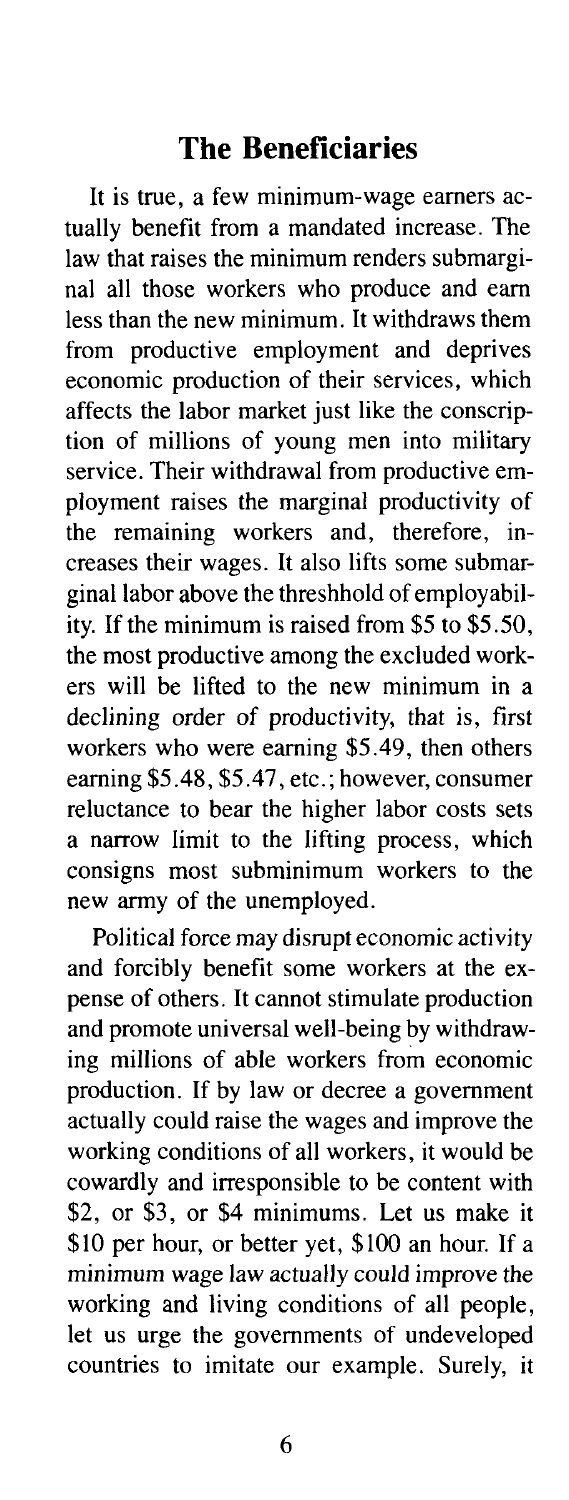## The Beneficiaries

It is true, a few minimum-wage earners actually benefit from a mandated increase. The law that raises the minimum renders submarginal all those workers who produce and earn less than the new minimum. It withdraws them from productive employment and deprives economic production of their services, which affects the labor market just like the conscription of millions of young men into military service. Their withdrawal from productive employment raises the marginal productivity of the remaining workers and, therefore, increases their wages. It also lifts some submarginal labor above the threshhold of employability. If the minimum is raised from $5 to $5.50, the most productive among the excluded workers will be lifted to the new minimum in a declining order of productivity, that is, first workers who were earning $5.49, then others earning $5.48, $5.47, etc.; however, consumer reluctance to bear the higher labor costs sets a narrow limit to the lifting process, which consigns most subminimum workers to the new army of the unemployed.

Political force may disrupt economic activity and forcibly benefit some workers at the expense of others. It cannot stimulate production and promote universal well-being by withdrawing millions of able workers from economic production. If by law or decree a government actually could raise the wages and improve the working conditions of all workers, it would be cowardly and irresponsible to be content with $2, or $3, or $4 minimums. Let us make it $10 per hour, or better yet, $100 an hour. If a minimum wage law actually could improve the working and living conditions of all people, let us urge the governments of undeveloped countries to imitate our example. Surely, it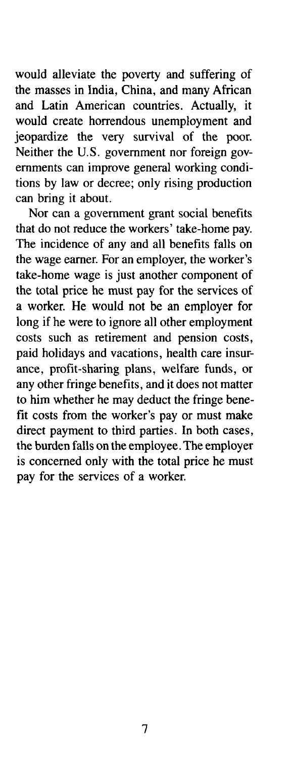would alleviate the poverty and suffering of the masses in India, China, and many African and Latin American countries. Actually, it would create horrendous unemployment and jeopardize the very survival of the poor. Neither the U.S. government nor foreign governments can improve general working conditions by law or decree; only rising production can bring it about.

Nor can a government grant social benefits that do not reduce the workers' take-home pay. The incidence of any and all benefits falls on the wage earner. For an employer, the worker's take-home wage is just another component of the total price he must pay for the services of a worker. He would not be an employer for long if he were to ignore all other employment costs such as retirement and pension costs, paid holidays and vacations, health care insurance, profit-sharing plans, welfare funds, or any other fringe benefits, and it does not matter to him whether he may deduct the fringe benefit costs from the worker's pay or must make direct payment to third parties. In both cases, the burden falls on the employee. The employer is concerned only with the total price he must pay for the services of a worker.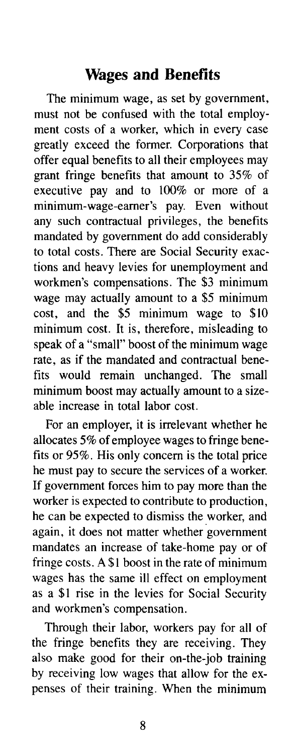## Wages and Benefits

The minimum wage, as set by government, must not be confused with the total employment costs of a worker, which in every case greatly exceed the former. Corporations that offer equal benefits to all their employees may grant fringe benefits that amount to 35% of executive pay and to 100% or more of a minimum-wage-earner's pay. Even without any such contractual privileges, the benefits mandated by government do add considerably to total costs. There are Social Security exactions and heavy levies for unemployment and workmen's compensations. The $3 minimum wage may actually amount to a $5 minimum cost, and the $5 minimum wage to $10 minimum cost. It is, therefore, misleading to speak of a "small" boost of the minimum wage rate, as if the mandated and contractual benefits would remain unchanged. The small minimum boost may actually amount to a sizeable increase in total labor cost.

For an employer, it is irrelevant whether he allocates 5% of employee wages to fringe benefits or 95%. His only concern is the total price he must pay to secure the services of a worker. If government forces him to pay more than the worker is expected to contribute to production, he can be expected to dismiss the worker, and again, it does not matter whether government mandates an increase of take-home pay or of fringe costs. A $1 boost in the rate of minimum wages has the same ill effect on employment as a $1 rise in the levies for Social Security and workmen's compensation.

Through their labor, workers pay for all of the fringe benefits they are receiving. They also make good for their on-the-job training by receiving low wages that allow for the expenses of their training. When the minimum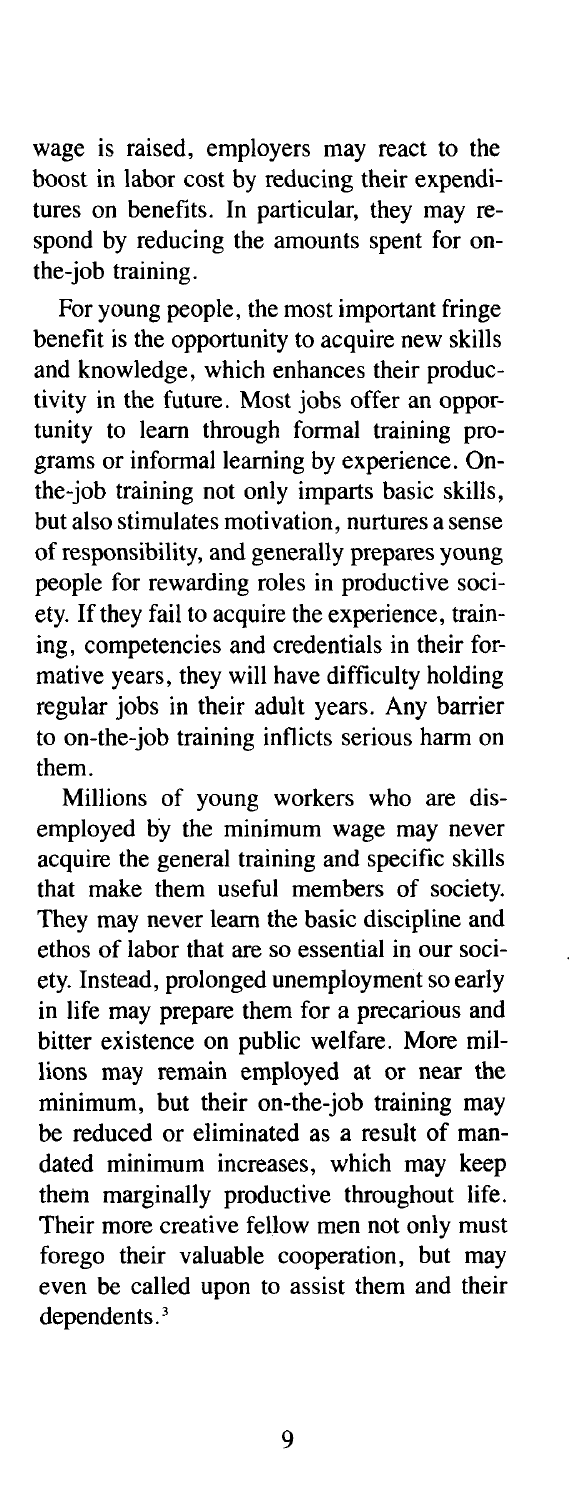wage is raised, employers may react to the boost in labor cost by reducing their expenditures on benefits. In particular, they may respond by reducing the amounts spent for on-the-job training.

For young people, the most important fringe benefit is the opportunity to acquire new skills and knowledge, which enhances their productivity in the future. Most jobs offer an opportunity to learn through formal training programs or informal learning by experience. On-the-job training not only imparts basic skills, but also stimulates motivation, nurtures a sense of responsibility, and generally prepares young people for rewarding roles in productive society. If they fail to acquire the experience, training, competencies and credentials in their formative years, they will have difficulty holding regular jobs in their adult years. Any barrier to on-the-job training inflicts serious harm on them.

Millions of young workers who are disemployed by the minimum wage may never acquire the general training and specific skills that make them useful members of society. They may never learn the basic discipline and ethos of labor that are so essential in our society. Instead, prolonged unemployment so early in life may prepare them for a precarious and bitter existence on public welfare. More millions may remain employed at or near the minimum, but their on-the-job training may be reduced or eliminated as a result of mandated minimum increases, which may keep them marginally productive throughout life. Their more creative fellow men not only must forego their valuable cooperation, but may even be called upon to assist them and their dependents.[3]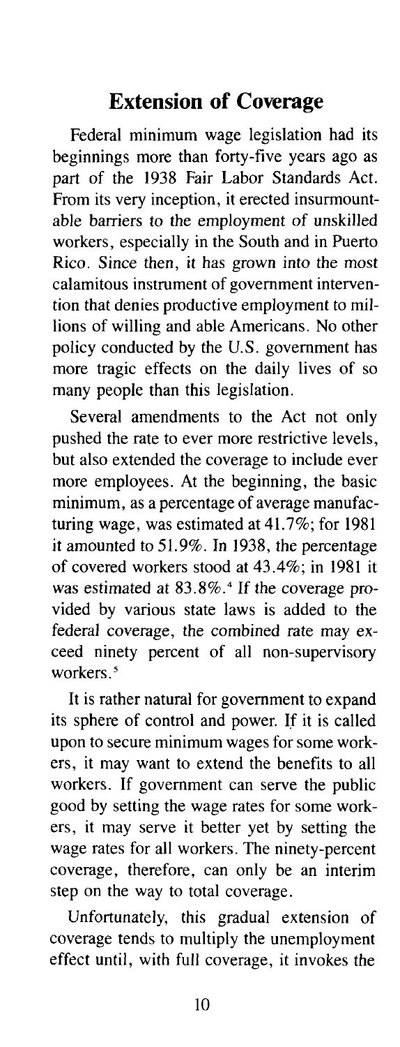## Extension of Coverage

Federal minimum wage legislation had its beginnings more than forty-five years ago as part of the 1938 Fair Labor Standards Act. From its very inception, it erected insurmountable barriers to the employment of unskilled workers, especially in the South and in Puerto Rico. Since then, it has grown into the most calamitous instrument of government intervention that denies productive employment to millions of willing and able Americans. No other policy conducted by the U.S. government has more tragic effects on the daily lives of so many people than this legislation.

Several amendments to the Act not only pushed the rate to ever more restrictive levels, but also extended the coverage to include ever more employees. At the beginning, the basic minimum, as a percentage of average manufacturing wage, was estimated at 41.7%; for 1981 it amounted to 51.9%. In 1938, the percentage of covered workers stood at 43.4%; in 1981 it was estimated at 83.8%.[4] If the coverage provided by various state laws is added to the federal coverage, the combined rate may exceed ninety percent of all non-supervisory workers.[5]

It is rather natural for government to expand its sphere of control and power. If it is called upon to secure minimum wages for some workers, it may want to extend the benefits to all workers. If government can serve the public good by setting the wage rates for some workers, it may serve it better yet by setting the wage rates for all workers. The ninety-percent coverage, therefore, can only be an interim step on the way to total coverage.

Unfortunately, this gradual extension of coverage tends to multiply the unemployment effect until, with full coverage, it invokes the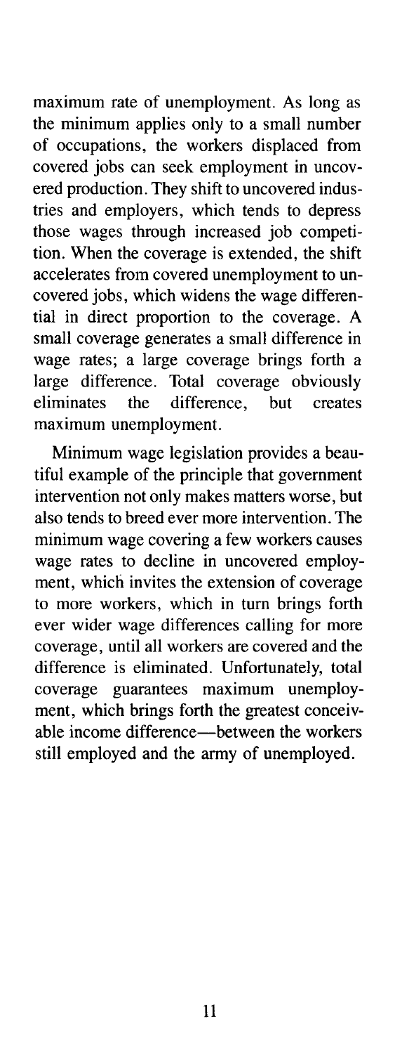maximum rate of unemployment. As long as the minimum applies only to a small number of occupations, the workers displaced from covered jobs can seek employment in uncovered production. They shift to uncovered industries and employers, which tends to depress those wages through increased job competition. When the coverage is extended, the shift accelerates from covered unemployment to uncovered jobs, which widens the wage differential in direct proportion to the coverage. A small coverage generates a small difference in wage rates; a large coverage brings forth a large difference. Total coverage obviously eliminates the difference, but creates maximum unemployment.

Minimum wage legislation provides a beautiful example of the principle that government intervention not only makes matters worse, but also tends to breed ever more intervention. The minimum wage covering a few workers causes wage rates to decline in uncovered employment, which invites the extension of coverage to more workers, which in turn brings forth ever wider wage differences calling for more coverage, until all workers are covered and the difference is eliminated. Unfortunately, total coverage guarantees maximum unemployment, which brings forth the greatest conceivable income difference—between the workers still employed and the army of unemployed.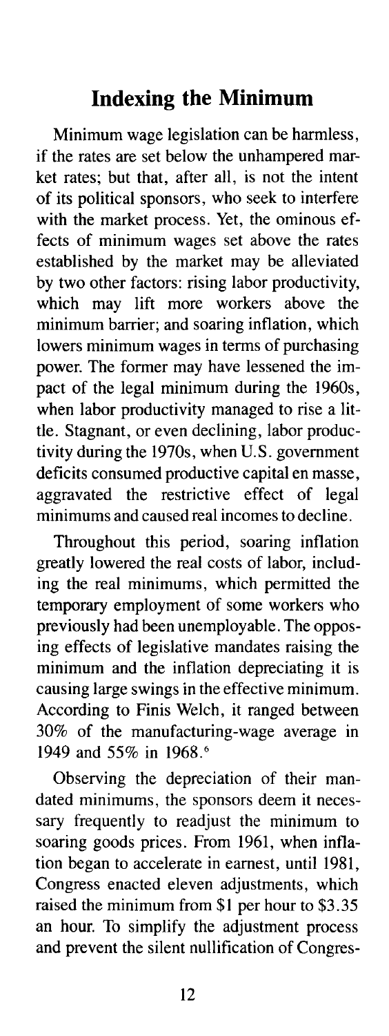## Indexing the Minimum

Minimum wage legislation can be harmless, if the rates are set below the unhampered market rates; but that, after all, is not the intent of its political sponsors, who seek to interfere with the market process. Yet, the ominous effects of minimum wages set above the rates established by the market may be alleviated by two other factors: rising labor productivity, which may lift more workers above the minimum barrier; and soaring inflation, which lowers minimum wages in terms of purchasing power. The former may have lessened the impact of the legal minimum during the 1960s, when labor productivity managed to rise a little. Stagnant, or even declining, labor productivity during the 1970s, when U.S. government deficits consumed productive capital en masse, aggravated the restrictive effect of legal minimums and caused real incomes to decline.

Throughout this period, soaring inflation greatly lowered the real costs of labor, including the real minimums, which permitted the temporary employment of some workers who previously had been unemployable. The opposing effects of legislative mandates raising the minimum and the inflation depreciating it is causing large swings in the effective minimum. According to Finis Welch, it ranged between 30% of the manufacturing-wage average in 1949 and 55% in 1968.[6]

Observing the depreciation of their mandated minimums, the sponsors deem it necessary frequently to readjust the minimum to soaring goods prices. From 1961, when inflation began to accelerate in earnest, until 1981, Congress enacted eleven adjustments, which raised the minimum from $1 per hour to $3.35 an hour. To simplify the adjustment process and prevent the silent nullification of Congres-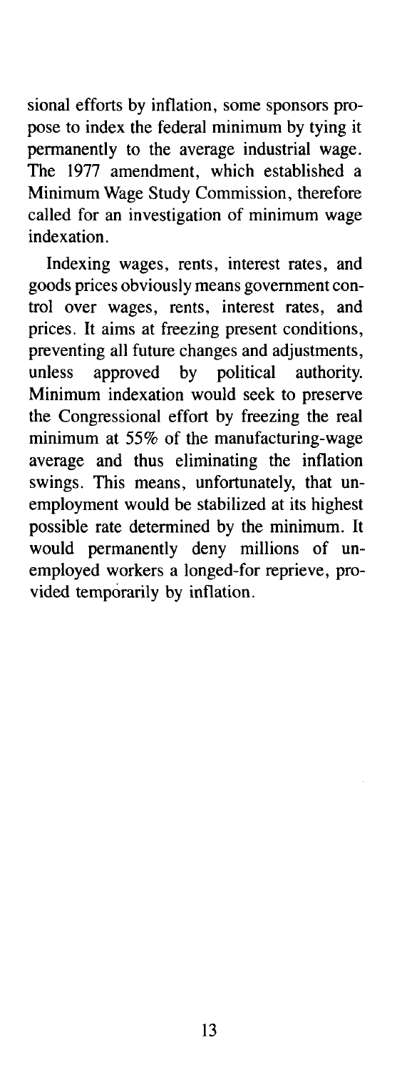sional efforts by inflation, some sponsors propose to index the federal minimum by tying it permanently to the average industrial wage. The 1977 amendment, which established a Minimum Wage Study Commission, therefore called for an investigation of minimum wage indexation.

Indexing wages, rents, interest rates, and goods prices obviously means government control over wages, rents, interest rates, and prices. It aims at freezing present conditions, preventing all future changes and adjustments, unless approved by political authority. Minimum indexation would seek to preserve the Congressional effort by freezing the real minimum at 55% of the manufacturing-wage average and thus eliminating the inflation swings. This means, unfortunately, that unemployment would be stabilized at its highest possible rate determined by the minimum. It would permanently deny millions of unemployed workers a longed-for reprieve, provided temporarily by inflation.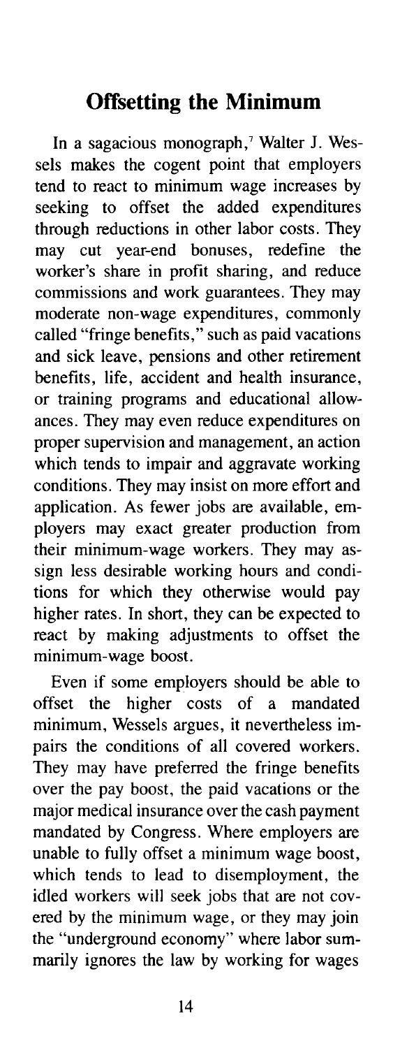## Offsetting the Minimum

In a sagacious monograph,[7] Walter J. Wessels makes the cogent point that employers tend to react to minimum wage increases by seeking to offset the added expenditures through reductions in other labor costs. They may cut year-end bonuses, redefine the worker's share in profit sharing, and reduce commissions and work guarantees. They may moderate non-wage expenditures, commonly called "fringe benefits," such as paid vacations and sick leave, pensions and other retirement benefits, life, accident and health insurance, or training programs and educational allowances. They may even reduce expenditures on proper supervision and management, an action which tends to impair and aggravate working conditions. They may insist on more effort and application. As fewer jobs are available, employers may exact greater production from their minimum-wage workers. They may assign less desirable working hours and conditions for which they otherwise would pay higher rates. In short, they can be expected to react by making adjustments to offset the minimum-wage boost.

Even if some employers should be able to offset the higher costs of a mandated minimum, Wessels argues, it nevertheless impairs the conditions of all covered workers. They may have preferred the fringe benefits over the pay boost, the paid vacations or the major medical insurance over the cash payment mandated by Congress. Where employers are unable to fully offset a minimum wage boost, which tends to lead to disemployment, the idled workers will seek jobs that are not covered by the minimum wage, or they may join the "underground economy" where labor summarily ignores the law by working for wages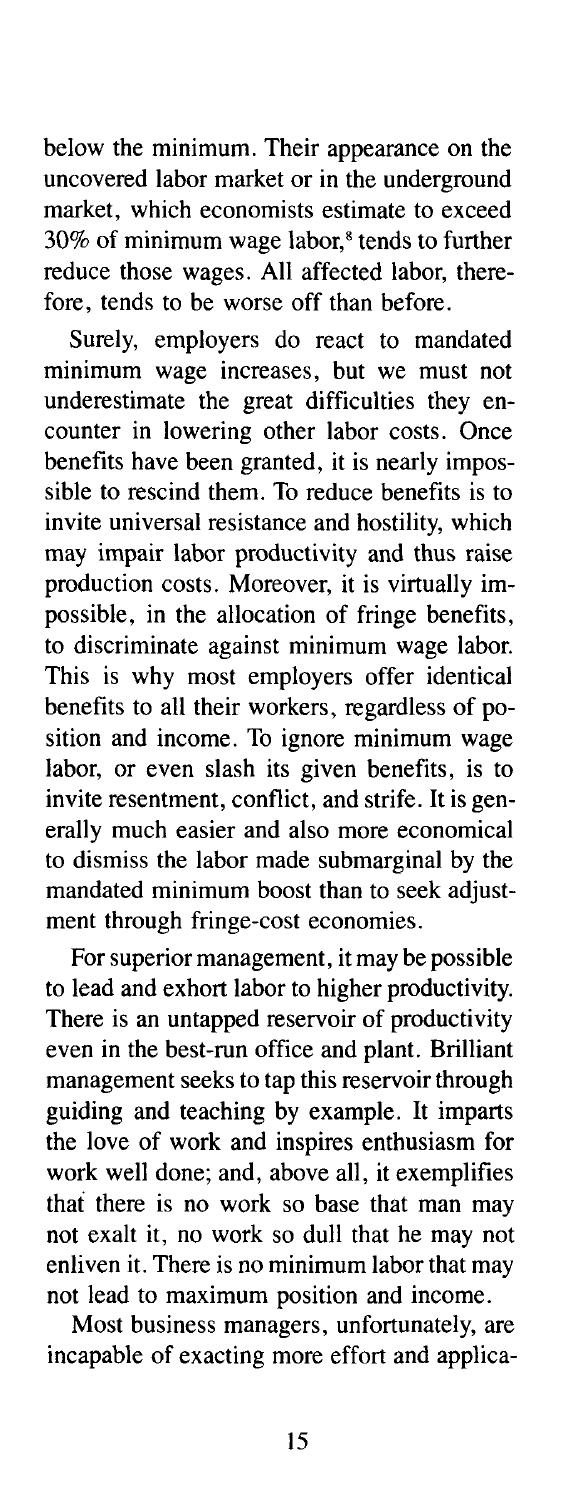below the minimum. Their appearance on the uncovered labor market or in the underground market, which economists estimate to exceed 30% of minimum wage labor,[8] tends to further reduce those wages. All affected labor, therefore, tends to be worse off than before.

Surely, employers do react to mandated minimum wage increases, but we must not underestimate the great difficulties they encounter in lowering other labor costs. Once benefits have been granted, it is nearly impossible to rescind them. To reduce benefits is to invite universal resistance and hostility, which may impair labor productivity and thus raise production costs. Moreover, it is virtually impossible, in the allocation of fringe benefits, to discriminate against minimum wage labor. This is why most employers offer identical benefits to all their workers, regardless of position and income. To ignore minimum wage labor, or even slash its given benefits, is to invite resentment, conflict, and strife. It is generally much easier and also more economical to dismiss the labor made submarginal by the mandated minimum boost than to seek adjustment through fringe-cost economies.

For superior management, it may be possible to lead and exhort labor to higher productivity. There is an untapped reservoir of productivity even in the best-run office and plant. Brilliant management seeks to tap this reservoir through guiding and teaching by example. It imparts the love of work and inspires enthusiasm for work well done; and, above all, it exemplifies that there is no work so base that man may not exalt it, no work so dull that he may not enliven it. There is no minimum labor that may not lead to maximum position and income.

Most business managers, unfortunately, are incapable of exacting more effort and applica-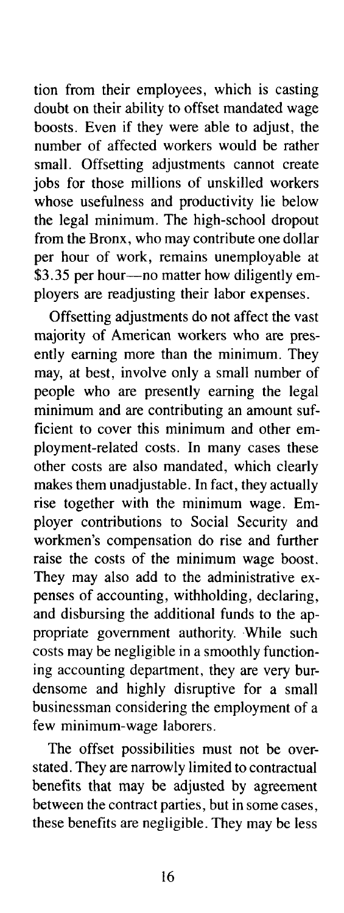tion from their employees, which is casting doubt on their ability to offset mandated wage boosts. Even if they were able to adjust, the number of affected workers would be rather small. Offsetting adjustments cannot create jobs for those millions of unskilled workers whose usefulness and productivity lie below the legal minimum. The high-school dropout from the Bronx, who may contribute one dollar per hour of work, remains unemployable at $3.35 per hour—no matter how diligently employers are readjusting their labor expenses.

Offsetting adjustments do not affect the vast majority of American workers who are presently earning more than the minimum. They may, at best, involve only a small number of people who are presently earning the legal minimum and are contributing an amount sufficient to cover this minimum and other employment-related costs. In many cases these other costs are also mandated, which clearly makes them unadjustable. In fact, they actually rise together with the minimum wage. Employer contributions to Social Security and workmen's compensation do rise and further raise the costs of the minimum wage boost. They may also add to the administrative expenses of accounting, withholding, declaring, and disbursing the additional funds to the appropriate government authority. While such costs may be negligible in a smoothly functioning accounting department, they are very burdensome and highly disruptive for a small businessman considering the employment of a few minimum-wage laborers.

The offset possibilities must not be overstated. They are narrowly limited to contractual benefits that may be adjusted by agreement between the contract parties, but in some cases, these benefits are negligible. They may be less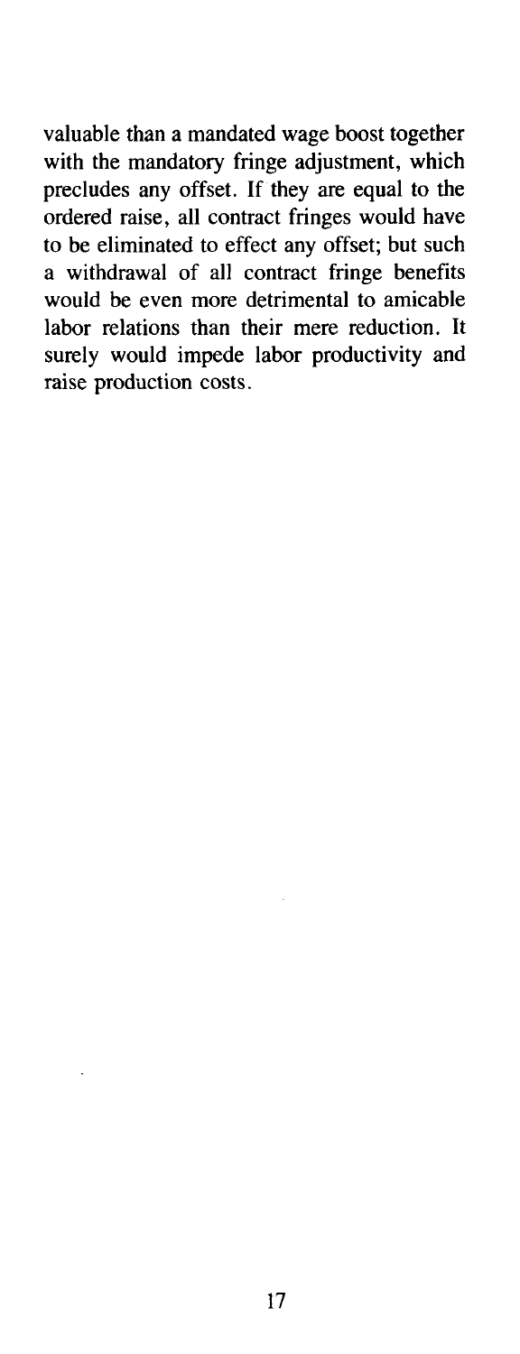valuable than a mandated wage boost together with the mandatory fringe adjustment, which precludes any offset. If they are equal to the ordered raise, all contract fringes would have to be eliminated to effect any offset; but such a withdrawal of all contract fringe benefits would be even more detrimental to amicable labor relations than their mere reduction. It surely would impede labor productivity and raise production costs.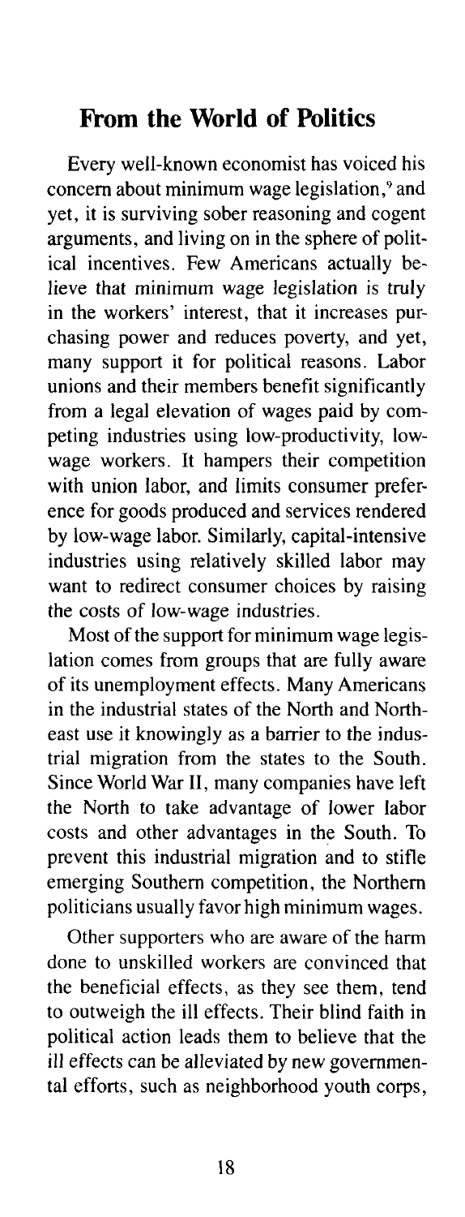## From the World of Politics

Every well-known economist has voiced his concern about minimum wage legislation,[9] and yet, it is surviving sober reasoning and cogent arguments, and living on in the sphere of political incentives. Few Americans actually believe that minimum wage legislation is truly in the workers' interest, that it increases purchasing power and reduces poverty, and yet, many support it for political reasons. Labor unions and their members benefit significantly from a legal elevation of wages paid by competing industries using low-productivity, low-wage workers. It hampers their competition with union labor, and limits consumer preference for goods produced and services rendered by low-wage labor. Similarly, capital-intensive industries using relatively skilled labor may want to redirect consumer choices by raising the costs of low-wage industries.

Most of the support for minimum wage legislation comes from groups that are fully aware of its unemployment effects. Many Americans in the industrial states of the North and Northeast use it knowingly as a barrier to the industrial migration from the states to the South. Since World War II, many companies have left the North to take advantage of lower labor costs and other advantages in the South. To prevent this industrial migration and to stifle emerging Southern competition, the Northern politicians usually favor high minimum wages.

Other supporters who are aware of the harm done to unskilled workers are convinced that the beneficial effects, as they see them, tend to outweigh the ill effects. Their blind faith in political action leads them to believe that the ill effects can be alleviated by new governmental efforts, such as neighborhood youth corps,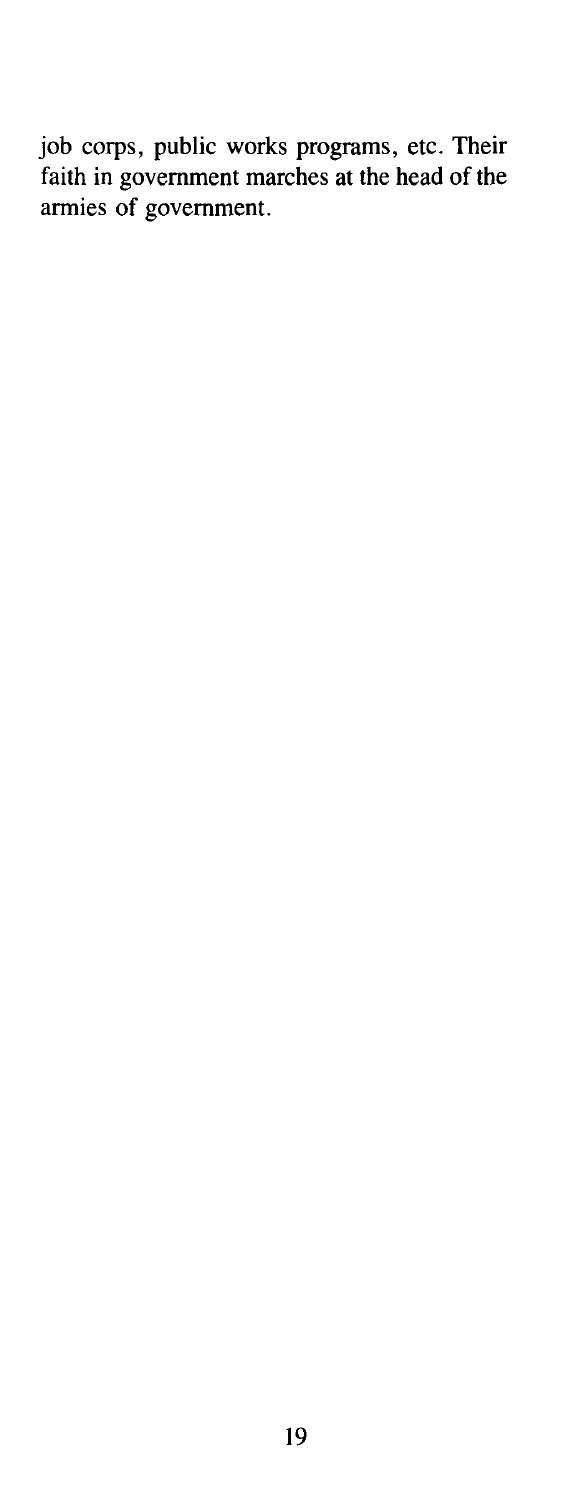job corps, public works programs, etc. Their faith in government marches at the head of the armies of government.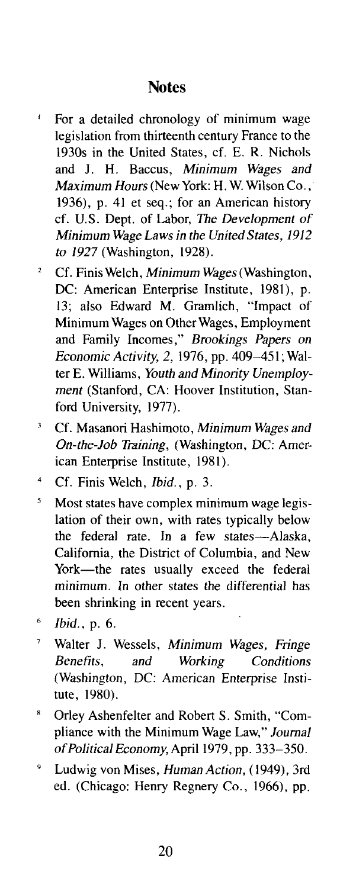## Notes

1. For a detailed chronology of minimum wage legislation from thirteenth century France to the 1930s in the United States, cf. E. R. Nichols and J. H. Baccus, *Minimum Wages and Maximum Hours* (New York: H. W. Wilson Co., 1936), p. 41 et seq.; for an American history cf. U.S. Dept. of Labor, *The Development of Minimum Wage Laws in the United States, 1912 to 1927* (Washington, 1928).
2. Cf. Finis Welch, *Minimum Wages* (Washington, DC: American Enterprise Institute, 1981), p. 13; also Edward M. Gramlich, "Impact of Minimum Wages on Other Wages, Employment and Family Incomes," *Brookings Papers on Economic Activity, 2,* 1976, pp. 409–451; Walter E. Williams, *Youth and Minority Unemployment* (Stanford, CA: Hoover Institution, Stanford University, 1977).
3. Cf. Masanori Hashimoto, *Minimum Wages and On-the-Job Training*, (Washington, DC: American Enterprise Institute, 1981).
4. Cf. Finis Welch, *Ibid.*, p. 3.
5. Most states have complex minimum wage legislation of their own, with rates typically below the federal rate. In a few states—Alaska, California, the District of Columbia, and New York—the rates usually exceed the federal minimum. In other states the differential has been shrinking in recent years.
6. *Ibid.*, p. 6.
7. Walter J. Wessels, *Minimum Wages, Fringe Benefits, and Working Conditions* (Washington, DC: American Enterprise Institute, 1980).
8. Orley Ashenfelter and Robert S. Smith, "Compliance with the Minimum Wage Law," *Journal of Political Economy*, April 1979, pp. 333–350.
9. Ludwig von Mises, *Human Action*, (1949), 3rd ed. (Chicago: Henry Regnery Co., 1966), pp.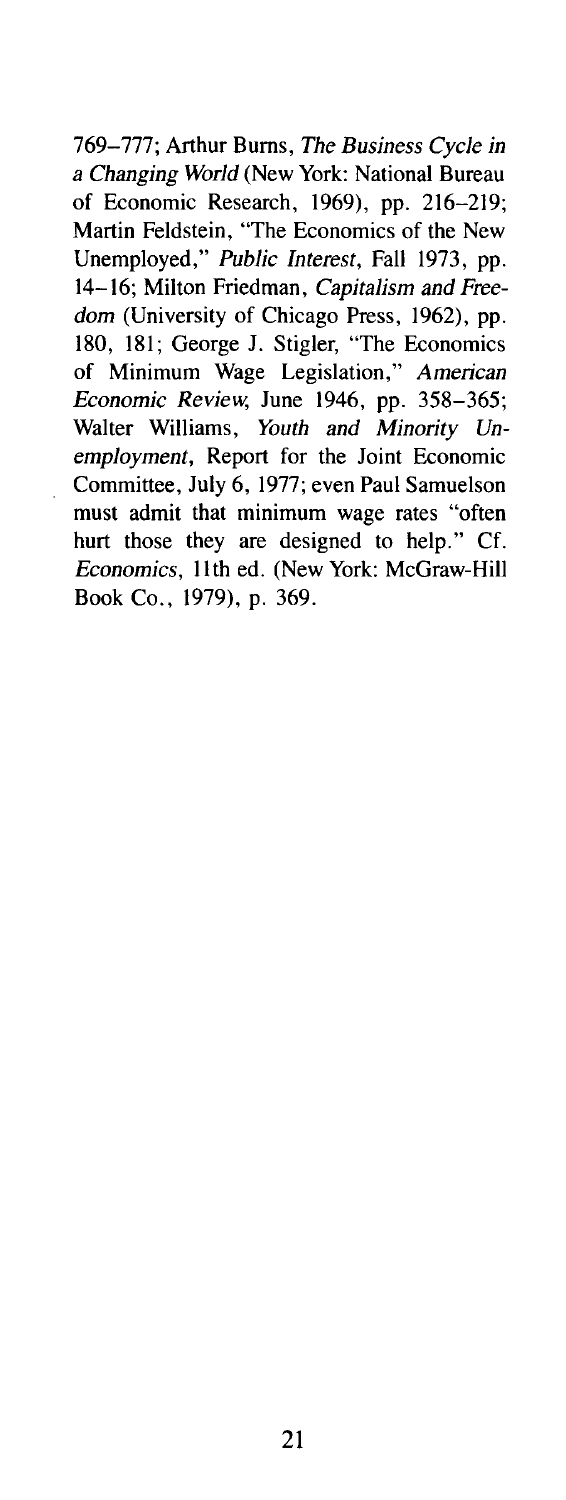769–777; Arthur Burns, *The Business Cycle in a Changing World* (New York: National Bureau of Economic Research, 1969), pp. 216–219; Martin Feldstein, "The Economics of the New Unemployed," *Public Interest*, Fall 1973, pp. 14–16; Milton Friedman, *Capitalism and Freedom* (University of Chicago Press, 1962), pp. 180, 181; George J. Stigler, "The Economics of Minimum Wage Legislation," *American Economic Review*, June 1946, pp. 358–365; Walter Williams, *Youth and Minority Unemployment*, Report for the Joint Economic Committee, July 6, 1977; even Paul Samuelson must admit that minimum wage rates "often hurt those they are designed to help." Cf. *Economics*, 11th ed. (New York: McGraw-Hill Book Co., 1979), p. 369.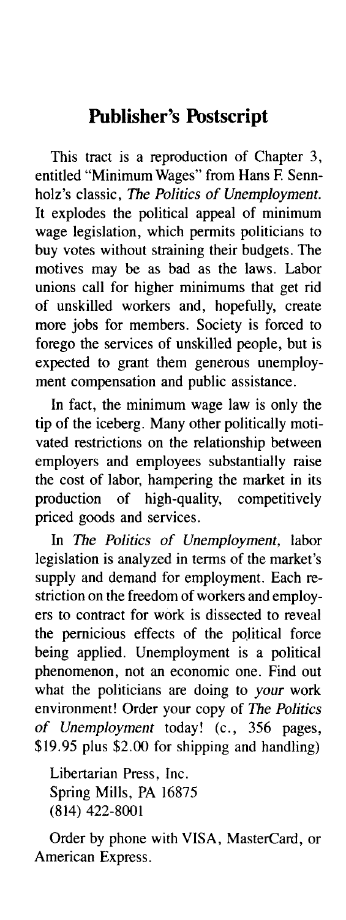## Publisher's Postscript

This tract is a reproduction of Chapter 3, entitled "Minimum Wages" from Hans F. Sennholz's classic, *The Politics of Unemployment.* It explodes the political appeal of minimum wage legislation, which permits politicians to buy votes without straining their budgets. The motives may be as bad as the laws. Labor unions call for higher minimums that get rid of unskilled workers and, hopefully, create more jobs for members. Society is forced to forego the services of unskilled people, but is expected to grant them generous unemployment compensation and public assistance.

In fact, the minimum wage law is only the tip of the iceberg. Many other politically motivated restrictions on the relationship between employers and employees substantially raise the cost of labor, hampering the market in its production of high-quality, competitively priced goods and services.

In *The Politics of Unemployment,* labor legislation is analyzed in terms of the market's supply and demand for employment. Each restriction on the freedom of workers and employers to contract for work is dissected to reveal the pernicious effects of the political force being applied. Unemployment is a political phenomenon, not an economic one. Find out what the politicians are doing to *your* work environment! Order your copy of *The Politics of Unemployment* today! (c., 356 pages, $19.95 plus $2.00 for shipping and handling)

Libertarian Press, Inc.
Spring Mills, PA 16875
(814) 422-8001

Order by phone with VISA, MasterCard, or American Express.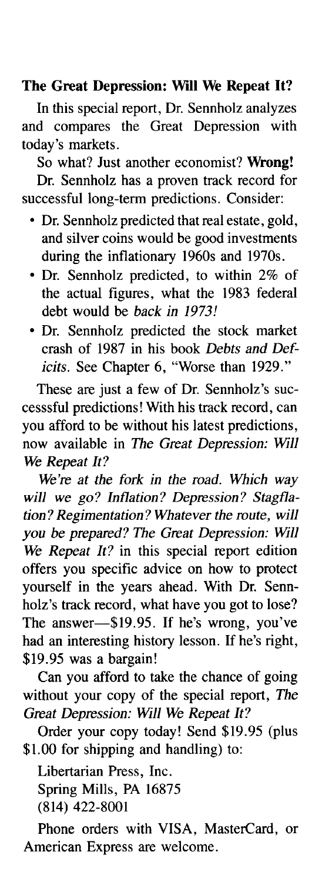**The Great Depression: Will We Repeat It?**

In this special report, Dr. Sennholz analyzes and compares the Great Depression with today's markets.

So what? Just another economist? **Wrong!**

Dr. Sennholz has a proven track record for successful long-term predictions. Consider:

- Dr. Sennholz predicted that real estate, gold, and silver coins would be good investments during the inflationary 1960s and 1970s.
- Dr. Sennholz predicted, to within 2% of the actual figures, what the 1983 federal debt would be *back in 1973!*
- Dr. Sennholz predicted the stock market crash of 1987 in his book *Debts and Deficits.* See Chapter 6, "Worse than 1929."

These are just a few of Dr. Sennholz's successsful predictions! With his track record, can you afford to be without his latest predictions, now available in *The Great Depression: Will We Repeat It?*

*We're at the fork in the road. Which way will we go? Inflation? Depression? Stagflation? Regimentation? Whatever the route, will you be prepared? The Great Depression: Will We Repeat It?* in this special report edition offers you specific advice on how to protect yourself in the years ahead. With Dr. Sennholz's track record, what have you got to lose? The answer—$19.95. If he's wrong, you've had an interesting history lesson. If he's right, $19.95 was a bargain!

Can you afford to take the chance of going without your copy of the special report, *The Great Depression: Will We Repeat It?*

Order your copy today! Send $19.95 (plus $1.00 for shipping and handling) to:

Libertarian Press, Inc.
Spring Mills, PA 16875
(814) 422-8001

Phone orders with VISA, MasterCard, or American Express are welcome.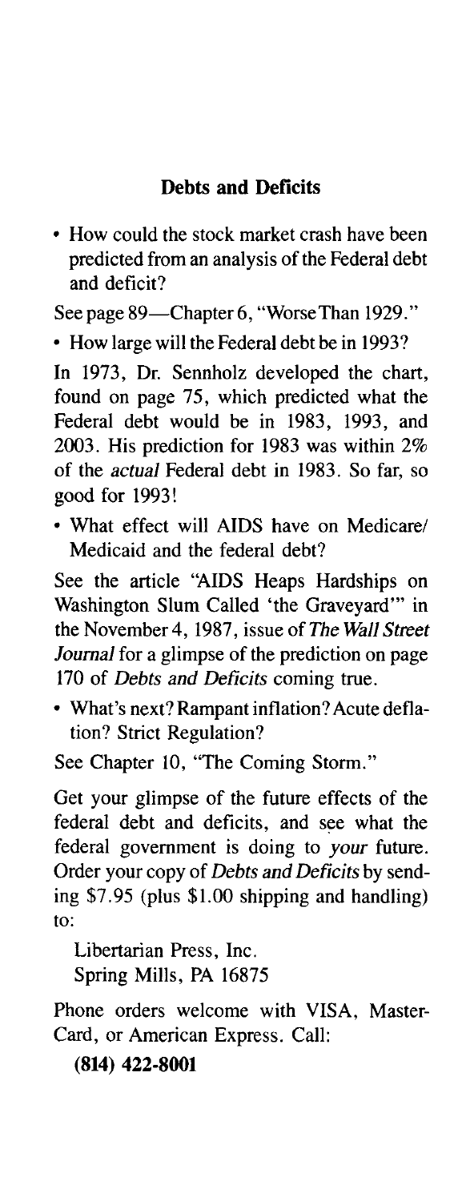## Debts and Deficits

- How could the stock market crash have been predicted from an analysis of the Federal debt and deficit?

See page 89—Chapter 6, "Worse Than 1929."

- How large will the Federal debt be in 1993?

In 1973, Dr. Sennholz developed the chart, found on page 75, which predicted what the Federal debt would be in 1983, 1993, and 2003. His prediction for 1983 was within 2% of the *actual* Federal debt in 1983. So far, so good for 1993!

- What effect will AIDS have on Medicare/Medicaid and the federal debt?

See the article "AIDS Heaps Hardships on Washington Slum Called 'the Graveyard'" in the November 4, 1987, issue of *The Wall Street Journal* for a glimpse of the prediction on page 170 of *Debts and Deficits* coming true.

- What's next? Rampant inflation? Acute deflation? Strict Regulation?

See Chapter 10, "The Coming Storm."

Get your glimpse of the future effects of the federal debt and deficits, and see what the federal government is doing to *your* future. Order your copy of *Debts and Deficits* by sending $7.95 (plus $1.00 shipping and handling) to:

Libertarian Press, Inc.
Spring Mills, PA 16875

Phone orders welcome with VISA, MasterCard, or American Express. Call:

**(814) 422-8001**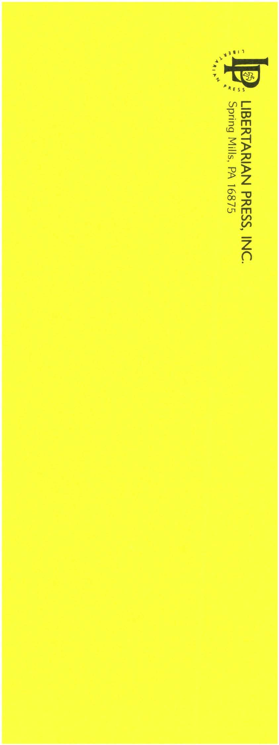LIBERTARIAN PRESS, INC.
Spring Mills, PA 16875